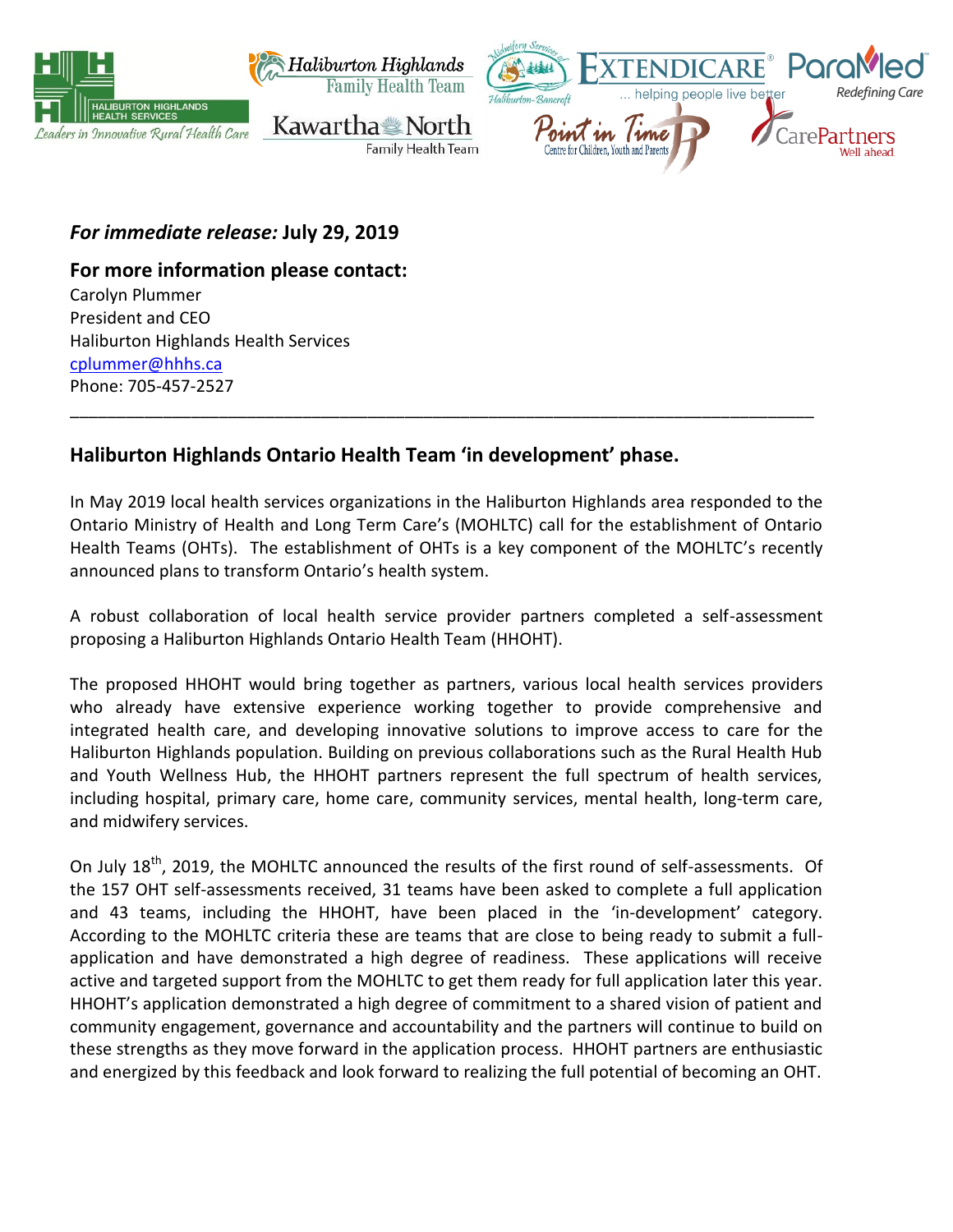*For immediate release:* **July 29, 2019**

**For more information please contact:**
Carolyn Plummer
President and CEO
Haliburton Highlands Health Services
cplummer@hhhs.ca
Phone: 705-457-2527

---

## Haliburton Highlands Ontario Health Team 'in development' phase.

In May 2019 local health services organizations in the Haliburton Highlands area responded to the Ontario Ministry of Health and Long Term Care's (MOHLTC) call for the establishment of Ontario Health Teams (OHTs). The establishment of OHTs is a key component of the MOHLTC's recently announced plans to transform Ontario's health system.

A robust collaboration of local health service provider partners completed a self-assessment proposing a Haliburton Highlands Ontario Health Team (HHOHT).

The proposed HHOHT would bring together as partners, various local health services providers who already have extensive experience working together to provide comprehensive and integrated health care, and developing innovative solutions to improve access to care for the Haliburton Highlands population. Building on previous collaborations such as the Rural Health Hub and Youth Wellness Hub, the HHOHT partners represent the full spectrum of health services, including hospital, primary care, home care, community services, mental health, long-term care, and midwifery services.

On July 18th, 2019, the MOHLTC announced the results of the first round of self-assessments. Of the 157 OHT self-assessments received, 31 teams have been asked to complete a full application and 43 teams, including the HHOHT, have been placed in the 'in-development' category. According to the MOHLTC criteria these are teams that are close to being ready to submit a full-application and have demonstrated a high degree of readiness. These applications will receive active and targeted support from the MOHLTC to get them ready for full application later this year. HHOHT's application demonstrated a high degree of commitment to a shared vision of patient and community engagement, governance and accountability and the partners will continue to build on these strengths as they move forward in the application process. HHOHT partners are enthusiastic and energized by this feedback and look forward to realizing the full potential of becoming an OHT.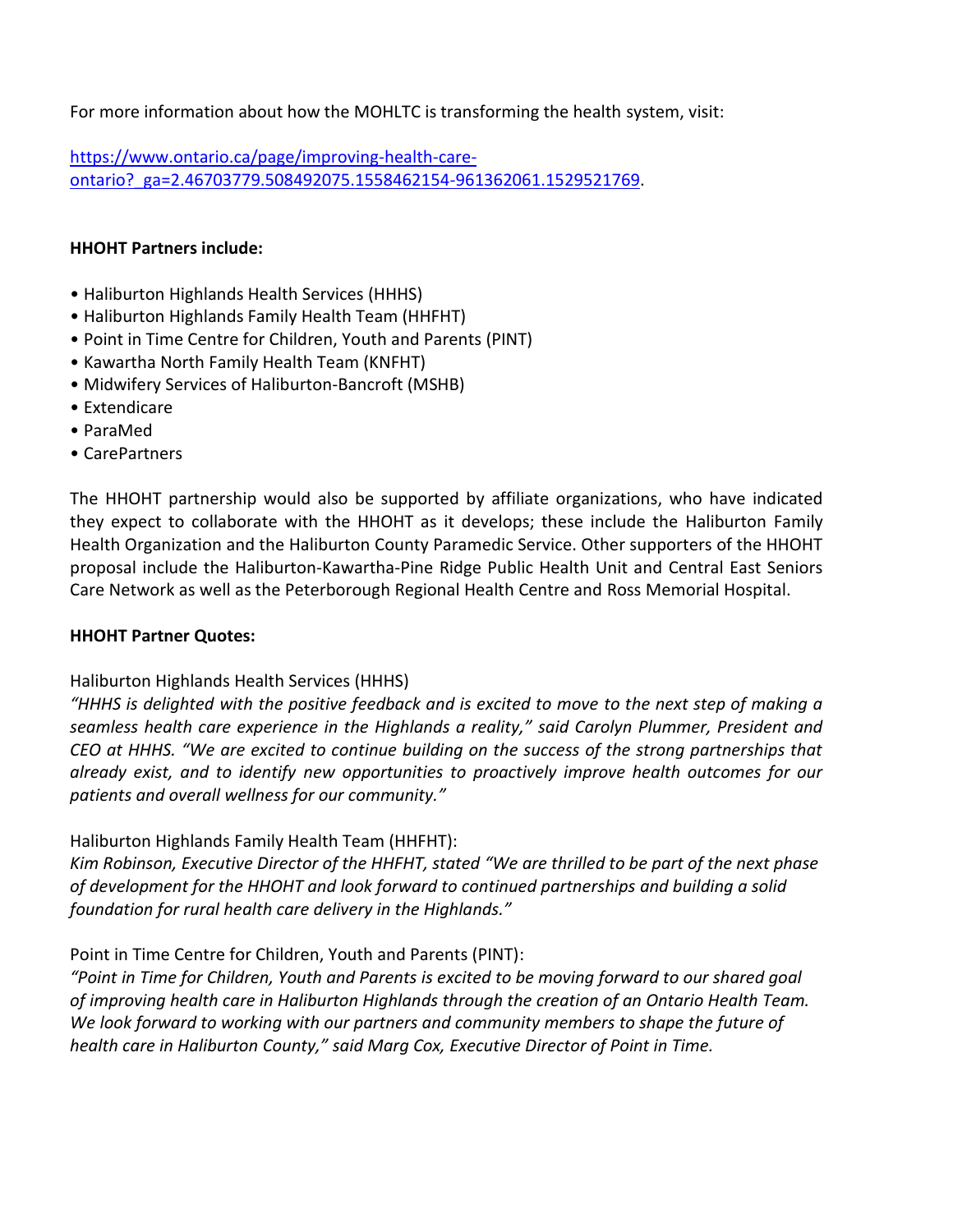For more information about how the MOHLTC is transforming the health system, visit:

[https://www.ontario.ca/page/improving-health-care-ontario?_ga=2.46703779.508492075.1558462154-961362061.1529521769](https://www.ontario.ca/page/improving-health-care-ontario?_ga=2.46703779.508492075.1558462154-961362061.1529521769).

**HHOHT Partners include:**

- Haliburton Highlands Health Services (HHHS)
- Haliburton Highlands Family Health Team (HHFHT)
- Point in Time Centre for Children, Youth and Parents (PINT)
- Kawartha North Family Health Team (KNFHT)
- Midwifery Services of Haliburton-Bancroft (MSHB)
- Extendicare
- ParaMed
- CarePartners

The HHOHT partnership would also be supported by affiliate organizations, who have indicated they expect to collaborate with the HHOHT as it develops; these include the Haliburton Family Health Organization and the Haliburton County Paramedic Service. Other supporters of the HHOHT proposal include the Haliburton-Kawartha-Pine Ridge Public Health Unit and Central East Seniors Care Network as well as the Peterborough Regional Health Centre and Ross Memorial Hospital.

**HHOHT Partner Quotes:**

Haliburton Highlands Health Services (HHHS)
*"HHHS is delighted with the positive feedback and is excited to move to the next step of making a seamless health care experience in the Highlands a reality," said Carolyn Plummer, President and CEO at HHHS. "We are excited to continue building on the success of the strong partnerships that already exist, and to identify new opportunities to proactively improve health outcomes for our patients and overall wellness for our community."*

Haliburton Highlands Family Health Team (HHFHT):
*Kim Robinson, Executive Director of the HHFHT, stated "We are thrilled to be part of the next phase of development for the HHOHT and look forward to continued partnerships and building a solid foundation for rural health care delivery in the Highlands."*

Point in Time Centre for Children, Youth and Parents (PINT):
*"Point in Time for Children, Youth and Parents is excited to be moving forward to our shared goal of improving health care in Haliburton Highlands through the creation of an Ontario Health Team. We look forward to working with our partners and community members to shape the future of health care in Haliburton County," said Marg Cox, Executive Director of Point in Time.*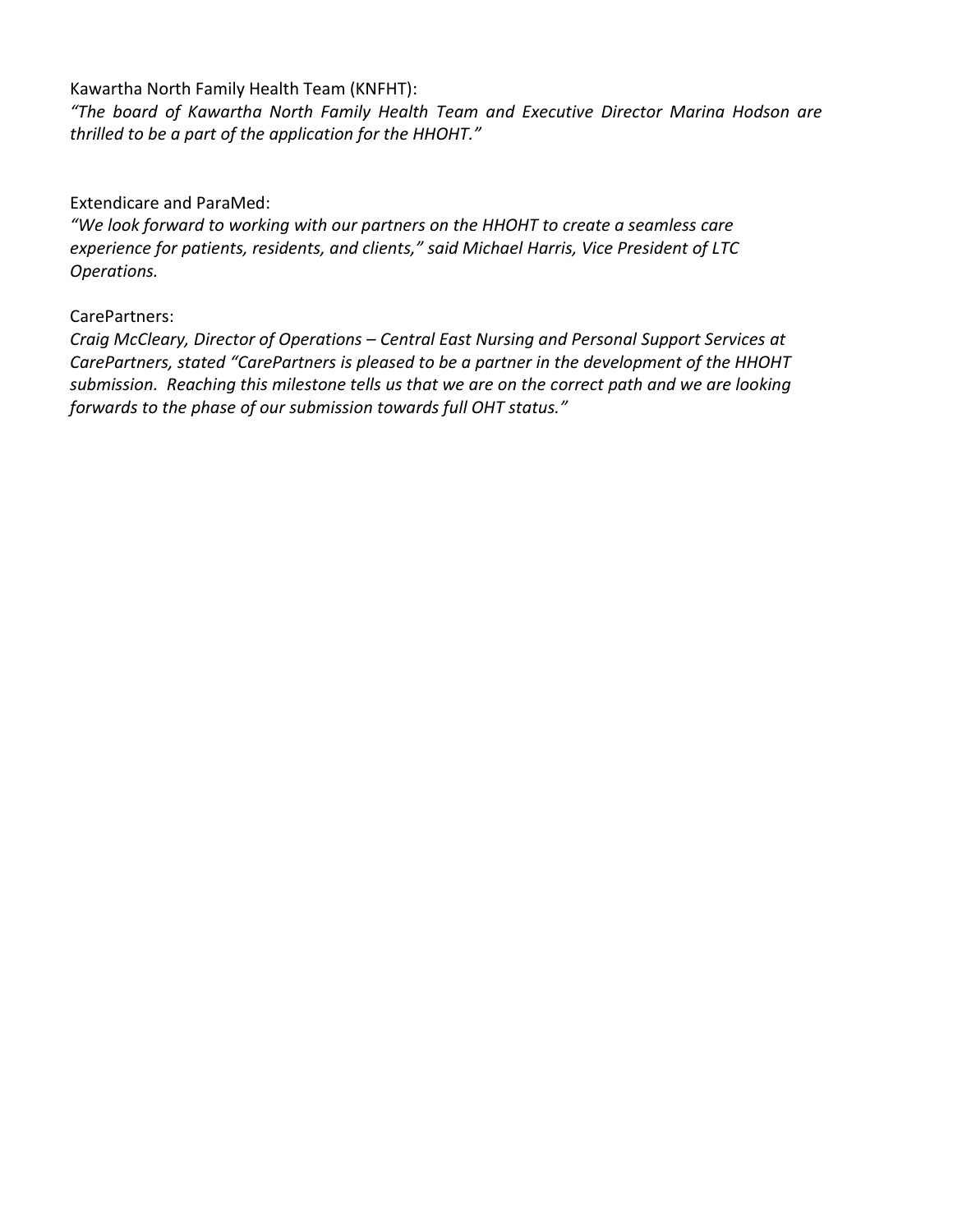Kawartha North Family Health Team (KNFHT):

*"The board of Kawartha North Family Health Team and Executive Director Marina Hodson are thrilled to be a part of the application for the HHOHT."*

Extendicare and ParaMed:

*"We look forward to working with our partners on the HHOHT to create a seamless care experience for patients, residents, and clients," said Michael Harris, Vice President of LTC Operations.*

CarePartners:

*Craig McCleary, Director of Operations – Central East Nursing and Personal Support Services at CarePartners, stated "CarePartners is pleased to be a partner in the development of the HHOHT submission. Reaching this milestone tells us that we are on the correct path and we are looking forwards to the phase of our submission towards full OHT status."*